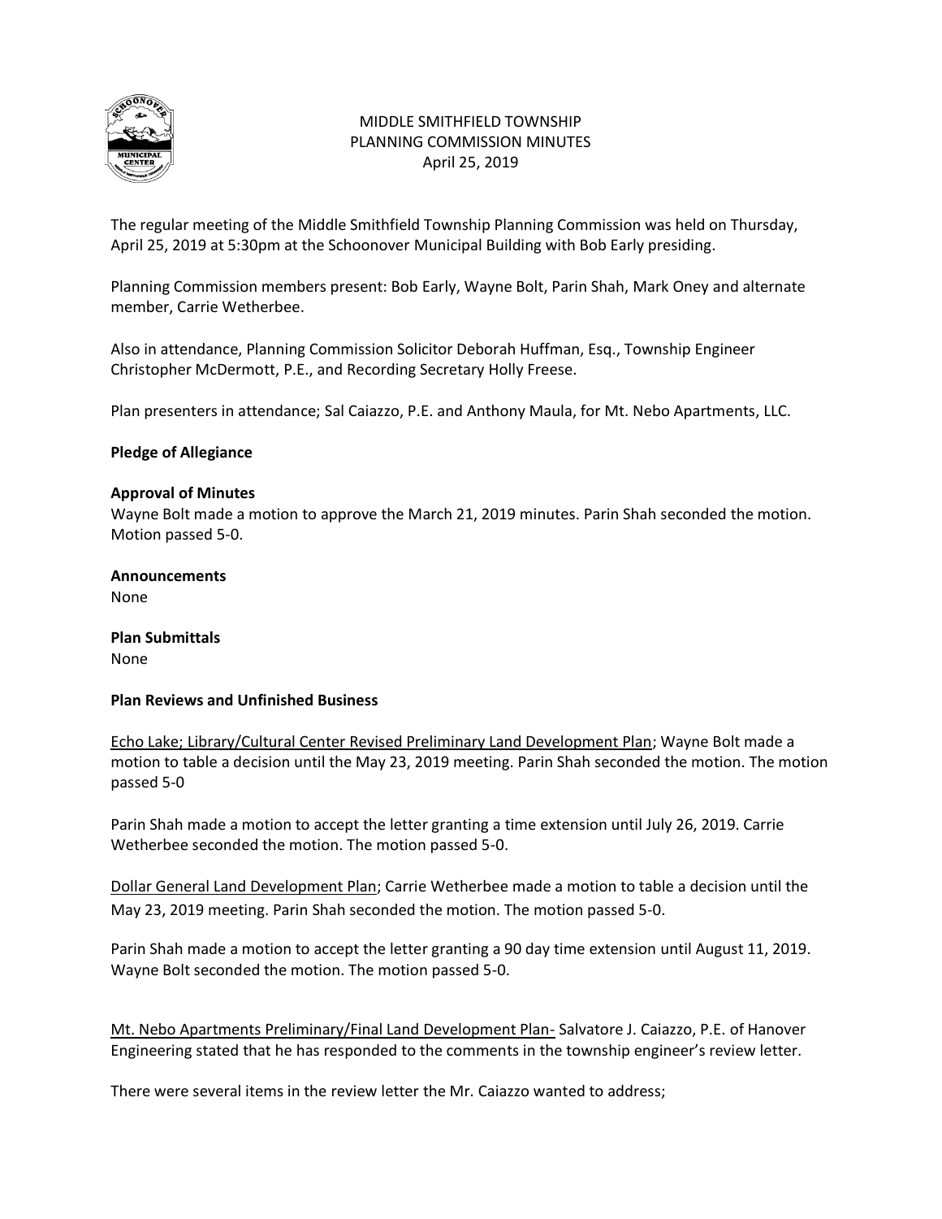# MIDDLE SMITHFIELD TOWNSHIP
## PLANNING COMMISSION MINUTES
### April 25, 2019

The regular meeting of the Middle Smithfield Township Planning Commission was held on Thursday, April 25, 2019 at 5:30pm at the Schoonover Municipal Building with Bob Early presiding.

Planning Commission members present: Bob Early, Wayne Bolt, Parin Shah, Mark Oney and alternate member, Carrie Wetherbee.

Also in attendance, Planning Commission Solicitor Deborah Huffman, Esq., Township Engineer Christopher McDermott, P.E., and Recording Secretary Holly Freese.

Plan presenters in attendance; Sal Caiazzo, P.E. and Anthony Maula, for Mt. Nebo Apartments, LLC.

**Pledge of Allegiance**

**Approval of Minutes**

Wayne Bolt made a motion to approve the March 21, 2019 minutes. Parin Shah seconded the motion. Motion passed 5-0.

**Announcements**

None

**Plan Submittals**

None

**Plan Reviews and Unfinished Business**

Echo Lake; Library/Cultural Center Revised Preliminary Land Development Plan; Wayne Bolt made a motion to table a decision until the May 23, 2019 meeting. Parin Shah seconded the motion. The motion passed 5-0

Parin Shah made a motion to accept the letter granting a time extension until July 26, 2019. Carrie Wetherbee seconded the motion. The motion passed 5-0.

Dollar General Land Development Plan; Carrie Wetherbee made a motion to table a decision until the May 23, 2019 meeting. Parin Shah seconded the motion. The motion passed 5-0.

Parin Shah made a motion to accept the letter granting a 90 day time extension until August 11, 2019. Wayne Bolt seconded the motion. The motion passed 5-0.

Mt. Nebo Apartments Preliminary/Final Land Development Plan- Salvatore J. Caiazzo, P.E. of Hanover Engineering stated that he has responded to the comments in the township engineer's review letter.

There were several items in the review letter the Mr. Caiazzo wanted to address;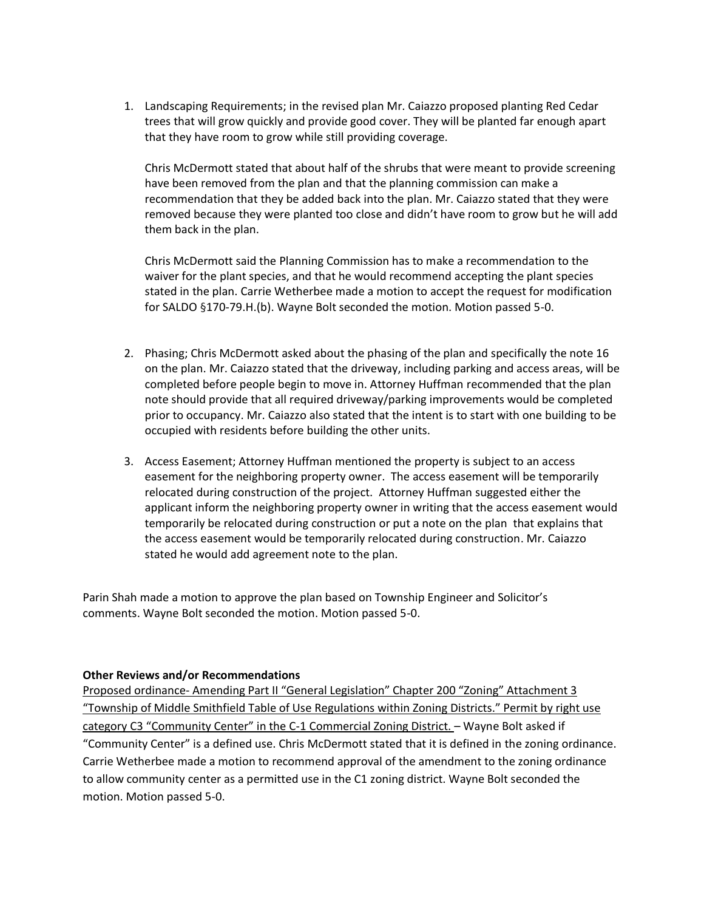1. Landscaping Requirements; in the revised plan Mr. Caiazzo proposed planting Red Cedar trees that will grow quickly and provide good cover. They will be planted far enough apart that they have room to grow while still providing coverage.

   Chris McDermott stated that about half of the shrubs that were meant to provide screening have been removed from the plan and that the planning commission can make a recommendation that they be added back into the plan. Mr. Caiazzo stated that they were removed because they were planted too close and didn't have room to grow but he will add them back in the plan.

   Chris McDermott said the Planning Commission has to make a recommendation to the waiver for the plant species, and that he would recommend accepting the plant species stated in the plan. Carrie Wetherbee made a motion to accept the request for modification for SALDO §170-79.H.(b). Wayne Bolt seconded the motion. Motion passed 5-0.

2. Phasing; Chris McDermott asked about the phasing of the plan and specifically the note 16 on the plan. Mr. Caiazzo stated that the driveway, including parking and access areas, will be completed before people begin to move in. Attorney Huffman recommended that the plan note should provide that all required driveway/parking improvements would be completed prior to occupancy. Mr. Caiazzo also stated that the intent is to start with one building to be occupied with residents before building the other units.

3. Access Easement; Attorney Huffman mentioned the property is subject to an access easement for the neighboring property owner. The access easement will be temporarily relocated during construction of the project. Attorney Huffman suggested either the applicant inform the neighboring property owner in writing that the access easement would temporarily be relocated during construction or put a note on the plan that explains that the access easement would be temporarily relocated during construction. Mr. Caiazzo stated he would add agreement note to the plan.

Parin Shah made a motion to approve the plan based on Township Engineer and Solicitor's comments. Wayne Bolt seconded the motion. Motion passed 5-0.

**Other Reviews and/or Recommendations**

Proposed ordinance- Amending Part II "General Legislation" Chapter 200 "Zoning" Attachment 3 "Township of Middle Smithfield Table of Use Regulations within Zoning Districts." Permit by right use category C3 "Community Center" in the C-1 Commercial Zoning District. – Wayne Bolt asked if "Community Center" is a defined use. Chris McDermott stated that it is defined in the zoning ordinance. Carrie Wetherbee made a motion to recommend approval of the amendment to the zoning ordinance to allow community center as a permitted use in the C1 zoning district. Wayne Bolt seconded the motion. Motion passed 5-0.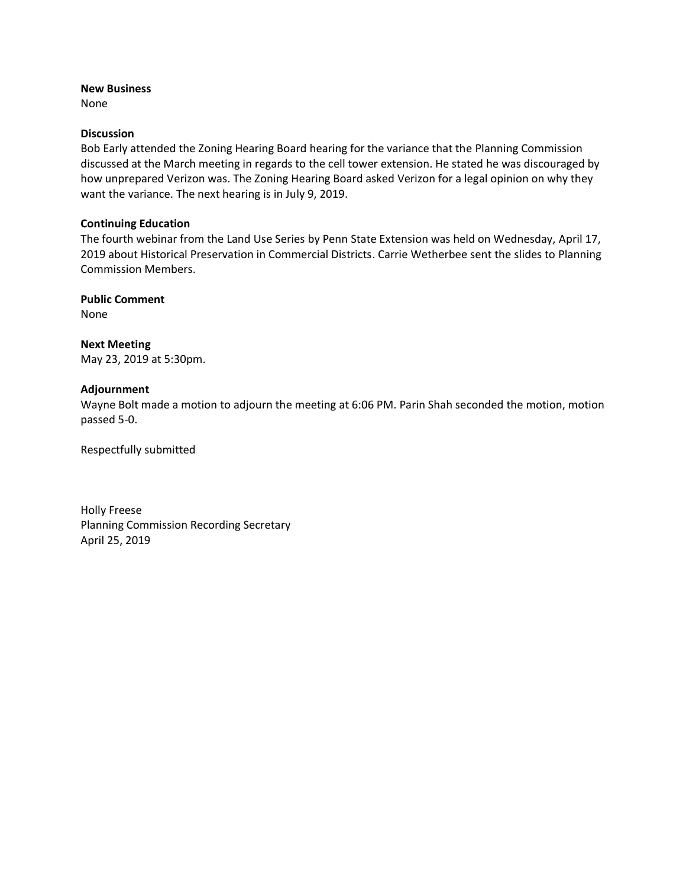**New Business**
None

**Discussion**
Bob Early attended the Zoning Hearing Board hearing for the variance that the Planning Commission discussed at the March meeting in regards to the cell tower extension. He stated he was discouraged by how unprepared Verizon was. The Zoning Hearing Board asked Verizon for a legal opinion on why they want the variance. The next hearing is in July 9, 2019.

**Continuing Education**
The fourth webinar from the Land Use Series by Penn State Extension was held on Wednesday, April 17, 2019 about Historical Preservation in Commercial Districts. Carrie Wetherbee sent the slides to Planning Commission Members.

**Public Comment**
None

**Next Meeting**
May 23, 2019 at 5:30pm.

**Adjournment**
Wayne Bolt made a motion to adjourn the meeting at 6:06 PM. Parin Shah seconded the motion, motion passed 5-0.

Respectfully submitted

Holly Freese
Planning Commission Recording Secretary
April 25, 2019